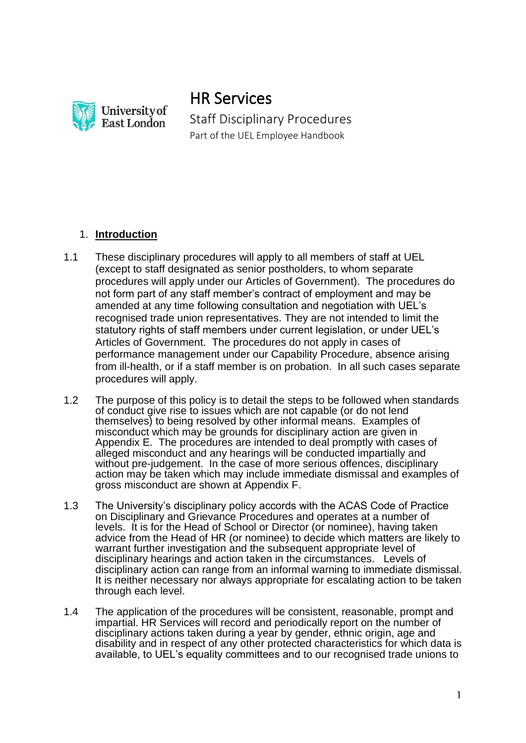University of East London

# HR Services

Staff Disciplinary Procedures

Part of the UEL Employee Handbook

## 1. Introduction

1.1 These disciplinary procedures will apply to all members of staff at UEL (except to staff designated as senior postholders, to whom separate procedures will apply under our Articles of Government). The procedures do not form part of any staff member's contract of employment and may be amended at any time following consultation and negotiation with UEL's recognised trade union representatives. They are not intended to limit the statutory rights of staff members under current legislation, or under UEL's Articles of Government. The procedures do not apply in cases of performance management under our Capability Procedure, absence arising from ill-health, or if a staff member is on probation. In all such cases separate procedures will apply.

1.2 The purpose of this policy is to detail the steps to be followed when standards of conduct give rise to issues which are not capable (or do not lend themselves) to being resolved by other informal means. Examples of misconduct which may be grounds for disciplinary action are given in Appendix E. The procedures are intended to deal promptly with cases of alleged misconduct and any hearings will be conducted impartially and without pre-judgement. In the case of more serious offences, disciplinary action may be taken which may include immediate dismissal and examples of gross misconduct are shown at Appendix F.

1.3 The University's disciplinary policy accords with the ACAS Code of Practice on Disciplinary and Grievance Procedures and operates at a number of levels. It is for the Head of School or Director (or nominee), having taken advice from the Head of HR (or nominee) to decide which matters are likely to warrant further investigation and the subsequent appropriate level of disciplinary hearings and action taken in the circumstances. Levels of disciplinary action can range from an informal warning to immediate dismissal. It is neither necessary nor always appropriate for escalating action to be taken through each level.

1.4 The application of the procedures will be consistent, reasonable, prompt and impartial. HR Services will record and periodically report on the number of disciplinary actions taken during a year by gender, ethnic origin, age and disability and in respect of any other protected characteristics for which data is available, to UEL's equality committees and to our recognised trade unions to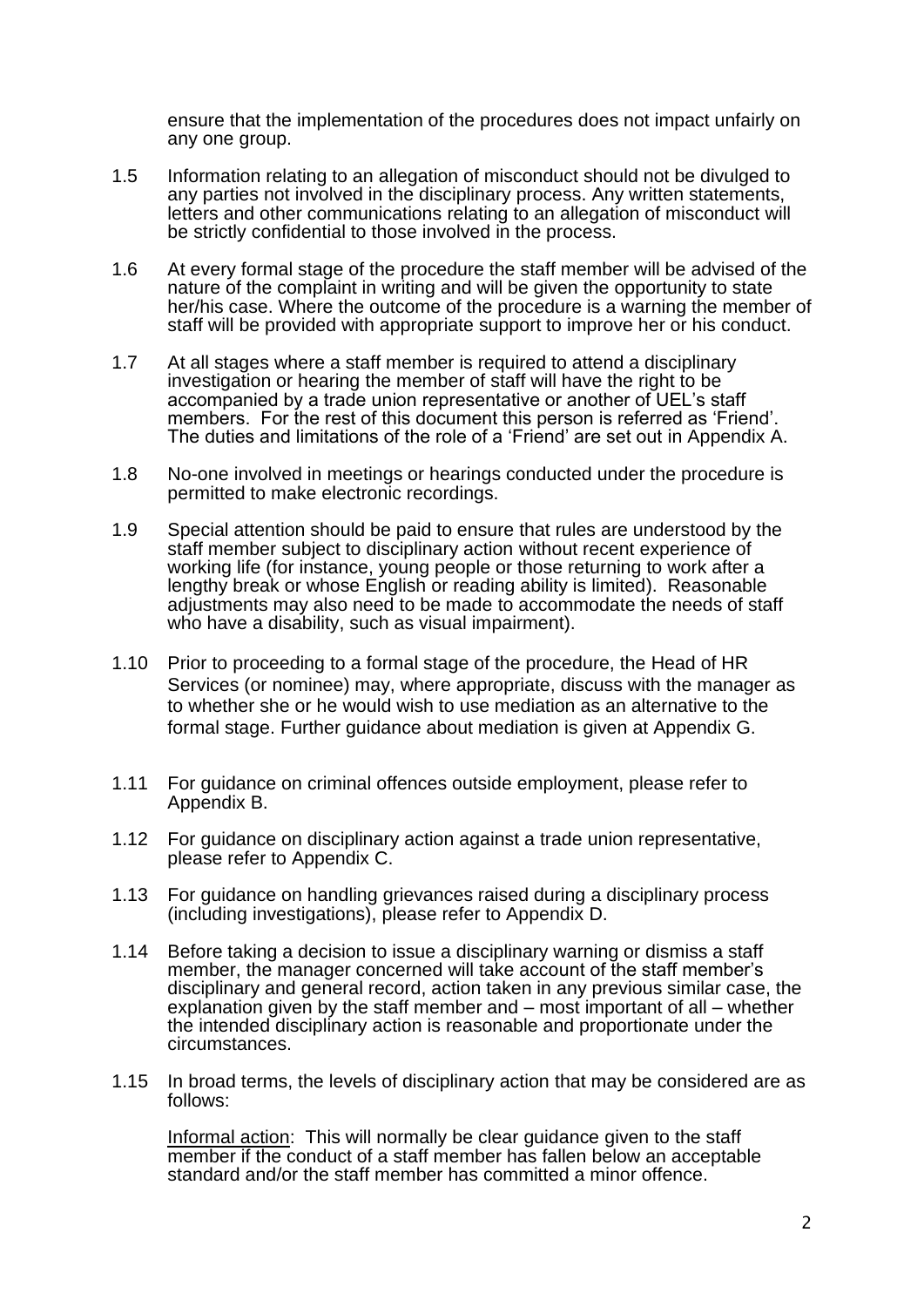ensure that the implementation of the procedures does not impact unfairly on any one group.

1.5 Information relating to an allegation of misconduct should not be divulged to any parties not involved in the disciplinary process. Any written statements, letters and other communications relating to an allegation of misconduct will be strictly confidential to those involved in the process.

1.6 At every formal stage of the procedure the staff member will be advised of the nature of the complaint in writing and will be given the opportunity to state her/his case. Where the outcome of the procedure is a warning the member of staff will be provided with appropriate support to improve her or his conduct.

1.7 At all stages where a staff member is required to attend a disciplinary investigation or hearing the member of staff will have the right to be accompanied by a trade union representative or another of UEL's staff members. For the rest of this document this person is referred as 'Friend'. The duties and limitations of the role of a 'Friend' are set out in Appendix A.

1.8 No-one involved in meetings or hearings conducted under the procedure is permitted to make electronic recordings.

1.9 Special attention should be paid to ensure that rules are understood by the staff member subject to disciplinary action without recent experience of working life (for instance, young people or those returning to work after a lengthy break or whose English or reading ability is limited). Reasonable adjustments may also need to be made to accommodate the needs of staff who have a disability, such as visual impairment).

1.10 Prior to proceeding to a formal stage of the procedure, the Head of HR Services (or nominee) may, where appropriate, discuss with the manager as to whether she or he would wish to use mediation as an alternative to the formal stage. Further guidance about mediation is given at Appendix G.

1.11 For guidance on criminal offences outside employment, please refer to Appendix B.

1.12 For guidance on disciplinary action against a trade union representative, please refer to Appendix C.

1.13 For guidance on handling grievances raised during a disciplinary process (including investigations), please refer to Appendix D.

1.14 Before taking a decision to issue a disciplinary warning or dismiss a staff member, the manager concerned will take account of the staff member's disciplinary and general record, action taken in any previous similar case, the explanation given by the staff member and – most important of all – whether the intended disciplinary action is reasonable and proportionate under the circumstances.

1.15 In broad terms, the levels of disciplinary action that may be considered are as follows:

<u>Informal action</u>: This will normally be clear guidance given to the staff member if the conduct of a staff member has fallen below an acceptable standard and/or the staff member has committed a minor offence.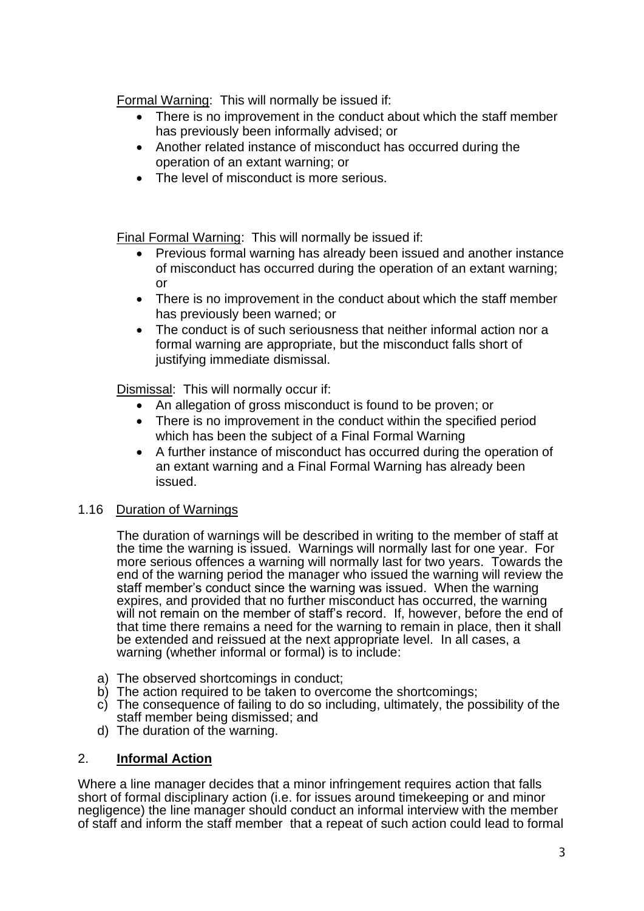<u>Formal Warning</u>: This will normally be issued if:

- There is no improvement in the conduct about which the staff member has previously been informally advised; or
- Another related instance of misconduct has occurred during the operation of an extant warning; or
- The level of misconduct is more serious.

<u>Final Formal Warning</u>: This will normally be issued if:

- Previous formal warning has already been issued and another instance of misconduct has occurred during the operation of an extant warning; or
- There is no improvement in the conduct about which the staff member has previously been warned; or
- The conduct is of such seriousness that neither informal action nor a formal warning are appropriate, but the misconduct falls short of justifying immediate dismissal.

<u>Dismissal</u>: This will normally occur if:

- An allegation of gross misconduct is found to be proven; or
- There is no improvement in the conduct within the specified period which has been the subject of a Final Formal Warning
- A further instance of misconduct has occurred during the operation of an extant warning and a Final Formal Warning has already been issued.

1.16 <u>Duration of Warnings</u>

The duration of warnings will be described in writing to the member of staff at the time the warning is issued. Warnings will normally last for one year. For more serious offences a warning will normally last for two years. Towards the end of the warning period the manager who issued the warning will review the staff member's conduct since the warning was issued. When the warning expires, and provided that no further misconduct has occurred, the warning will not remain on the member of staff's record. If, however, before the end of that time there remains a need for the warning to remain in place, then it shall be extended and reissued at the next appropriate level. In all cases, a warning (whether informal or formal) is to include:

a) The observed shortcomings in conduct;
b) The action required to be taken to overcome the shortcomings;
c) The consequence of failing to do so including, ultimately, the possibility of the staff member being dismissed; and
d) The duration of the warning.

## 2. <u>**Informal Action**</u>

Where a line manager decides that a minor infringement requires action that falls short of formal disciplinary action (i.e. for issues around timekeeping or and minor negligence) the line manager should conduct an informal interview with the member of staff and inform the staff member that a repeat of such action could lead to formal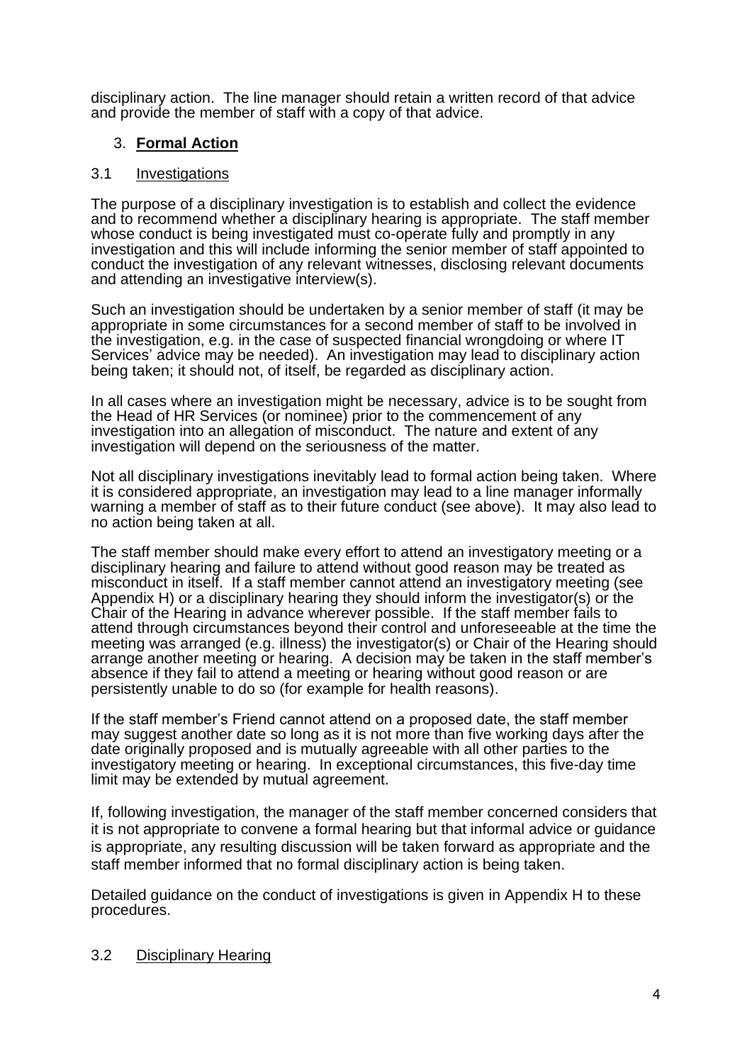disciplinary action. The line manager should retain a written record of that advice and provide the member of staff with a copy of that advice.

## 3. **Formal Action**

### 3.1 Investigations

The purpose of a disciplinary investigation is to establish and collect the evidence and to recommend whether a disciplinary hearing is appropriate. The staff member whose conduct is being investigated must co-operate fully and promptly in any investigation and this will include informing the senior member of staff appointed to conduct the investigation of any relevant witnesses, disclosing relevant documents and attending an investigative interview(s).

Such an investigation should be undertaken by a senior member of staff (it may be appropriate in some circumstances for a second member of staff to be involved in the investigation, e.g. in the case of suspected financial wrongdoing or where IT Services' advice may be needed). An investigation may lead to disciplinary action being taken; it should not, of itself, be regarded as disciplinary action.

In all cases where an investigation might be necessary, advice is to be sought from the Head of HR Services (or nominee) prior to the commencement of any investigation into an allegation of misconduct. The nature and extent of any investigation will depend on the seriousness of the matter.

Not all disciplinary investigations inevitably lead to formal action being taken. Where it is considered appropriate, an investigation may lead to a line manager informally warning a member of staff as to their future conduct (see above). It may also lead to no action being taken at all.

The staff member should make every effort to attend an investigatory meeting or a disciplinary hearing and failure to attend without good reason may be treated as misconduct in itself. If a staff member cannot attend an investigatory meeting (see Appendix H) or a disciplinary hearing they should inform the investigator(s) or the Chair of the Hearing in advance wherever possible. If the staff member fails to attend through circumstances beyond their control and unforeseeable at the time the meeting was arranged (e.g. illness) the investigator(s) or Chair of the Hearing should arrange another meeting or hearing. A decision may be taken in the staff member's absence if they fail to attend a meeting or hearing without good reason or are persistently unable to do so (for example for health reasons).

If the staff member's Friend cannot attend on a proposed date, the staff member may suggest another date so long as it is not more than five working days after the date originally proposed and is mutually agreeable with all other parties to the investigatory meeting or hearing. In exceptional circumstances, this five-day time limit may be extended by mutual agreement.

If, following investigation, the manager of the staff member concerned considers that it is not appropriate to convene a formal hearing but that informal advice or guidance is appropriate, any resulting discussion will be taken forward as appropriate and the staff member informed that no formal disciplinary action is being taken.

Detailed guidance on the conduct of investigations is given in Appendix H to these procedures.

### 3.2 Disciplinary Hearing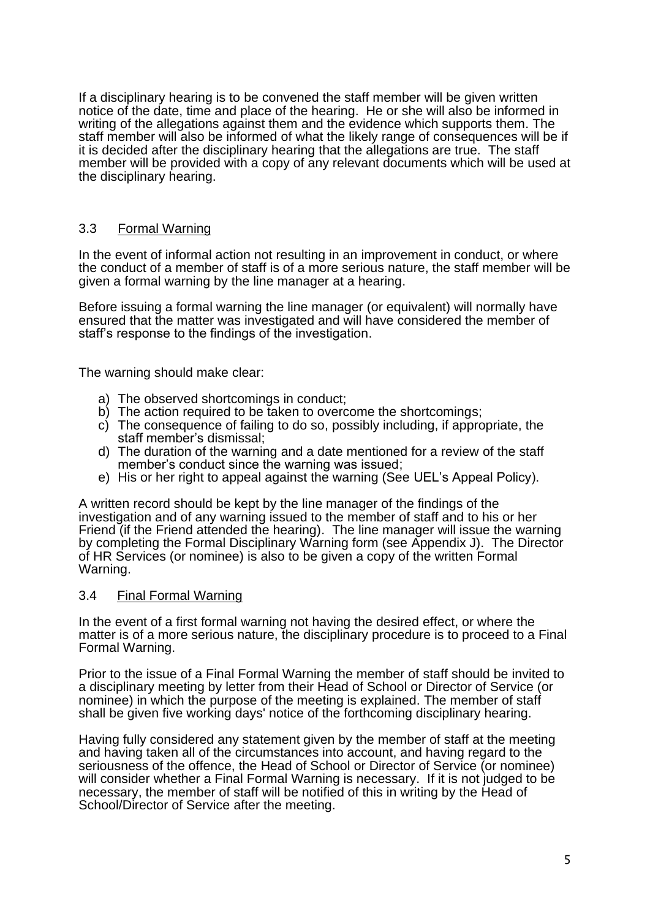If a disciplinary hearing is to be convened the staff member will be given written notice of the date, time and place of the hearing. He or she will also be informed in writing of the allegations against them and the evidence which supports them. The staff member will also be informed of what the likely range of consequences will be if it is decided after the disciplinary hearing that the allegations are true. The staff member will be provided with a copy of any relevant documents which will be used at the disciplinary hearing.

### 3.3 Formal Warning

In the event of informal action not resulting in an improvement in conduct, or where the conduct of a member of staff is of a more serious nature, the staff member will be given a formal warning by the line manager at a hearing.

Before issuing a formal warning the line manager (or equivalent) will normally have ensured that the matter was investigated and will have considered the member of staff's response to the findings of the investigation.

The warning should make clear:

a) The observed shortcomings in conduct;
b) The action required to be taken to overcome the shortcomings;
c) The consequence of failing to do so, possibly including, if appropriate, the staff member's dismissal;
d) The duration of the warning and a date mentioned for a review of the staff member's conduct since the warning was issued;
e) His or her right to appeal against the warning (See UEL's Appeal Policy).

A written record should be kept by the line manager of the findings of the investigation and of any warning issued to the member of staff and to his or her Friend (if the Friend attended the hearing). The line manager will issue the warning by completing the Formal Disciplinary Warning form (see Appendix J). The Director of HR Services (or nominee) is also to be given a copy of the written Formal Warning.

### 3.4 Final Formal Warning

In the event of a first formal warning not having the desired effect, or where the matter is of a more serious nature, the disciplinary procedure is to proceed to a Final Formal Warning.

Prior to the issue of a Final Formal Warning the member of staff should be invited to a disciplinary meeting by letter from their Head of School or Director of Service (or nominee) in which the purpose of the meeting is explained. The member of staff shall be given five working days' notice of the forthcoming disciplinary hearing.

Having fully considered any statement given by the member of staff at the meeting and having taken all of the circumstances into account, and having regard to the seriousness of the offence, the Head of School or Director of Service (or nominee) will consider whether a Final Formal Warning is necessary. If it is not judged to be necessary, the member of staff will be notified of this in writing by the Head of School/Director of Service after the meeting.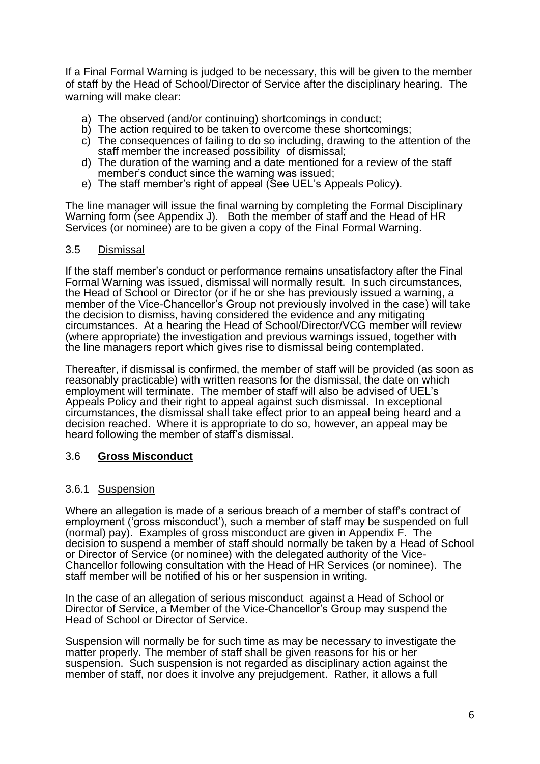If a Final Formal Warning is judged to be necessary, this will be given to the member of staff by the Head of School/Director of Service after the disciplinary hearing. The warning will make clear:

a) The observed (and/or continuing) shortcomings in conduct;
b) The action required to be taken to overcome these shortcomings;
c) The consequences of failing to do so including, drawing to the attention of the staff member the increased possibility of dismissal;
d) The duration of the warning and a date mentioned for a review of the staff member's conduct since the warning was issued;
e) The staff member's right of appeal (See UEL's Appeals Policy).

The line manager will issue the final warning by completing the Formal Disciplinary Warning form (see Appendix J). Both the member of staff and the Head of HR Services (or nominee) are to be given a copy of the Final Formal Warning.

### 3.5 Dismissal

If the staff member's conduct or performance remains unsatisfactory after the Final Formal Warning was issued, dismissal will normally result. In such circumstances, the Head of School or Director (or if he or she has previously issued a warning, a member of the Vice-Chancellor's Group not previously involved in the case) will take the decision to dismiss, having considered the evidence and any mitigating circumstances. At a hearing the Head of School/Director/VCG member will review (where appropriate) the investigation and previous warnings issued, together with the line managers report which gives rise to dismissal being contemplated.

Thereafter, if dismissal is confirmed, the member of staff will be provided (as soon as reasonably practicable) with written reasons for the dismissal, the date on which employment will terminate. The member of staff will also be advised of UEL's Appeals Policy and their right to appeal against such dismissal. In exceptional circumstances, the dismissal shall take effect prior to an appeal being heard and a decision reached. Where it is appropriate to do so, however, an appeal may be heard following the member of staff's dismissal.

### 3.6 **Gross Misconduct**

#### 3.6.1 Suspension

Where an allegation is made of a serious breach of a member of staff's contract of employment ('gross misconduct'), such a member of staff may be suspended on full (normal) pay). Examples of gross misconduct are given in Appendix F. The decision to suspend a member of staff should normally be taken by a Head of School or Director of Service (or nominee) with the delegated authority of the Vice-Chancellor following consultation with the Head of HR Services (or nominee). The staff member will be notified of his or her suspension in writing.

In the case of an allegation of serious misconduct against a Head of School or Director of Service, a Member of the Vice-Chancellor's Group may suspend the Head of School or Director of Service.

Suspension will normally be for such time as may be necessary to investigate the matter properly. The member of staff shall be given reasons for his or her suspension. Such suspension is not regarded as disciplinary action against the member of staff, nor does it involve any prejudgement. Rather, it allows a full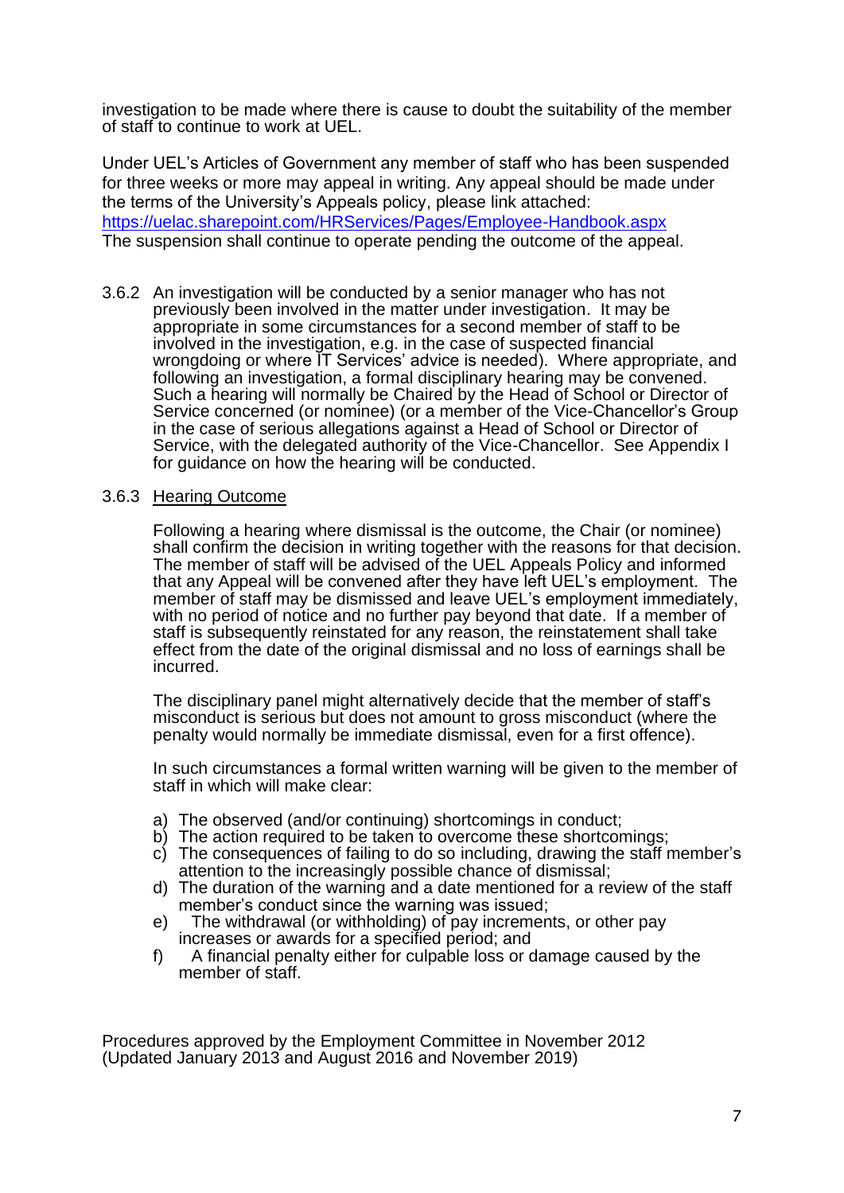investigation to be made where there is cause to doubt the suitability of the member of staff to continue to work at UEL.

Under UEL's Articles of Government any member of staff who has been suspended for three weeks or more may appeal in writing. Any appeal should be made under the terms of the University's Appeals policy, please link attached: https://uelac.sharepoint.com/HRServices/Pages/Employee-Handbook.aspx
The suspension shall continue to operate pending the outcome of the appeal.

3.6.2 An investigation will be conducted by a senior manager who has not previously been involved in the matter under investigation. It may be appropriate in some circumstances for a second member of staff to be involved in the investigation, e.g. in the case of suspected financial wrongdoing or where IT Services' advice is needed). Where appropriate, and following an investigation, a formal disciplinary hearing may be convened. Such a hearing will normally be Chaired by the Head of School or Director of Service concerned (or nominee) (or a member of the Vice-Chancellor's Group in the case of serious allegations against a Head of School or Director of Service, with the delegated authority of the Vice-Chancellor. See Appendix I for guidance on how the hearing will be conducted.

3.6.3 Hearing Outcome

Following a hearing where dismissal is the outcome, the Chair (or nominee) shall confirm the decision in writing together with the reasons for that decision. The member of staff will be advised of the UEL Appeals Policy and informed that any Appeal will be convened after they have left UEL's employment. The member of staff may be dismissed and leave UEL's employment immediately, with no period of notice and no further pay beyond that date. If a member of staff is subsequently reinstated for any reason, the reinstatement shall take effect from the date of the original dismissal and no loss of earnings shall be incurred.

The disciplinary panel might alternatively decide that the member of staff's misconduct is serious but does not amount to gross misconduct (where the penalty would normally be immediate dismissal, even for a first offence).

In such circumstances a formal written warning will be given to the member of staff in which will make clear:

a) The observed (and/or continuing) shortcomings in conduct;
b) The action required to be taken to overcome these shortcomings;
c) The consequences of failing to do so including, drawing the staff member's attention to the increasingly possible chance of dismissal;
d) The duration of the warning and a date mentioned for a review of the staff member's conduct since the warning was issued;
e) The withdrawal (or withholding) of pay increments, or other pay increases or awards for a specified period; and
f) A financial penalty either for culpable loss or damage caused by the member of staff.

Procedures approved by the Employment Committee in November 2012 (Updated January 2013 and August 2016 and November 2019)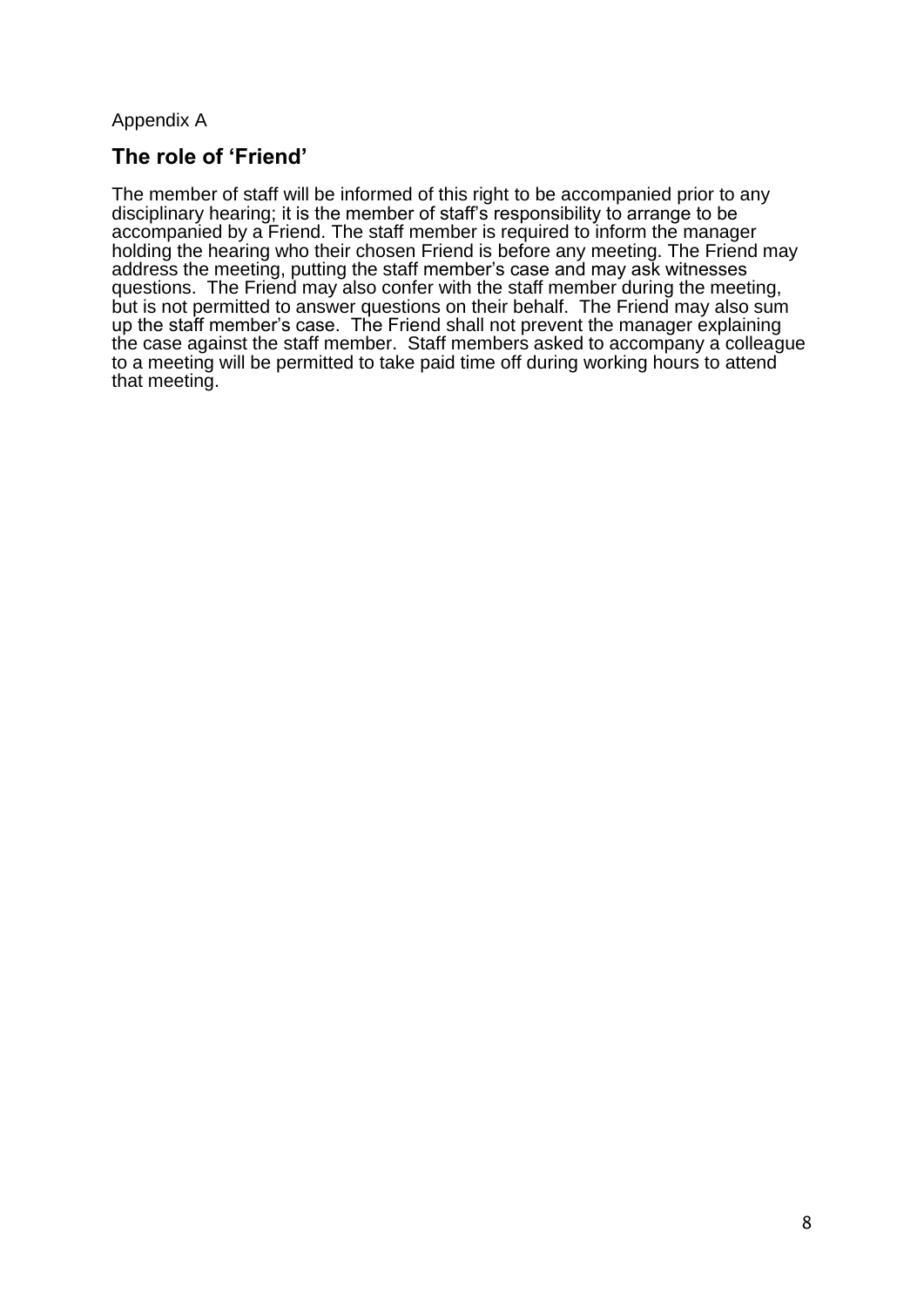Appendix A

## The role of 'Friend'

The member of staff will be informed of this right to be accompanied prior to any disciplinary hearing; it is the member of staff's responsibility to arrange to be accompanied by a Friend. The staff member is required to inform the manager holding the hearing who their chosen Friend is before any meeting. The Friend may address the meeting, putting the staff member's case and may ask witnesses questions. The Friend may also confer with the staff member during the meeting, but is not permitted to answer questions on their behalf. The Friend may also sum up the staff member's case. The Friend shall not prevent the manager explaining the case against the staff member. Staff members asked to accompany a colleague to a meeting will be permitted to take paid time off during working hours to attend that meeting.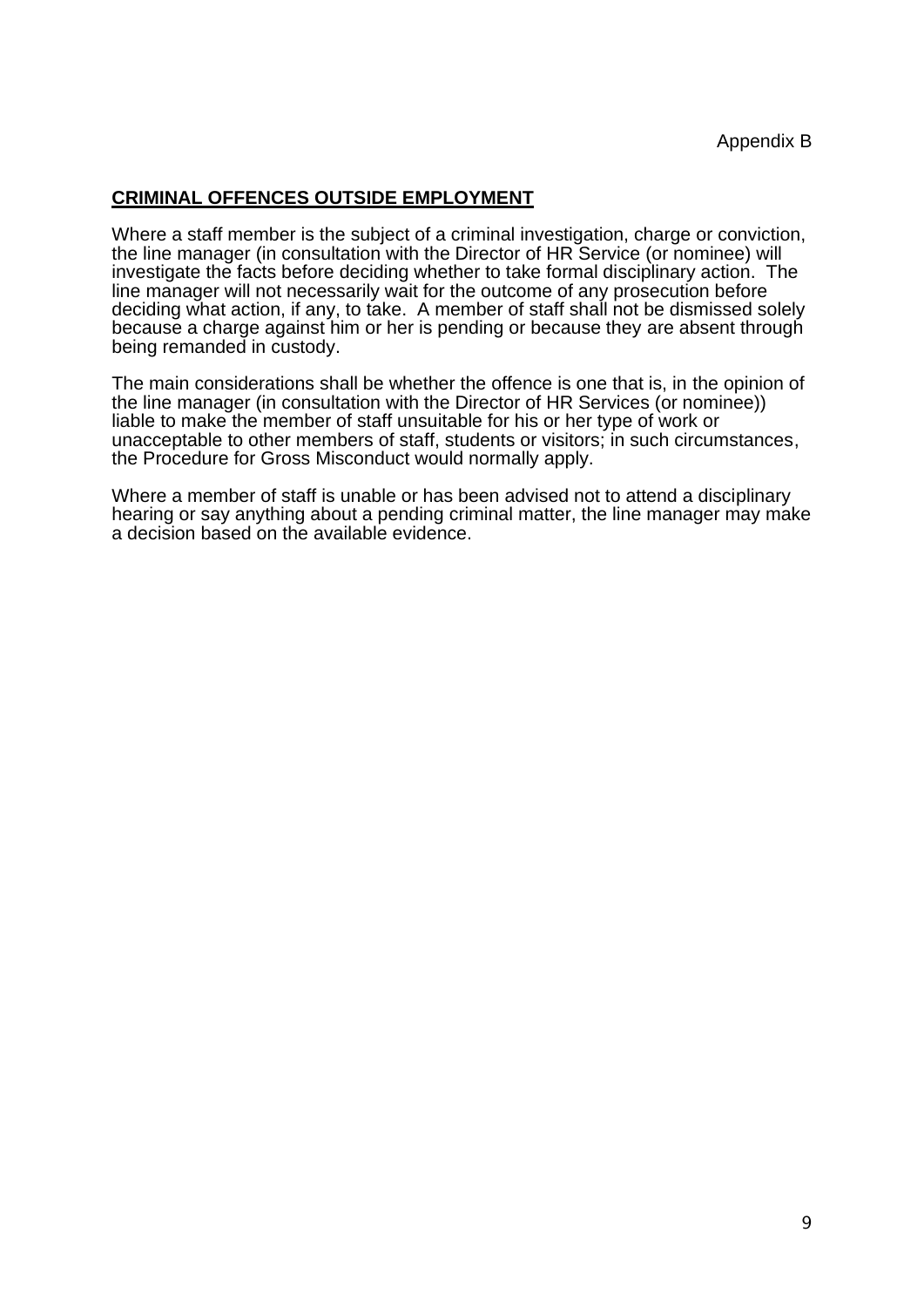Appendix B

## CRIMINAL OFFENCES OUTSIDE EMPLOYMENT

Where a staff member is the subject of a criminal investigation, charge or conviction, the line manager (in consultation with the Director of HR Service (or nominee) will investigate the facts before deciding whether to take formal disciplinary action. The line manager will not necessarily wait for the outcome of any prosecution before deciding what action, if any, to take. A member of staff shall not be dismissed solely because a charge against him or her is pending or because they are absent through being remanded in custody.

The main considerations shall be whether the offence is one that is, in the opinion of the line manager (in consultation with the Director of HR Services (or nominee)) liable to make the member of staff unsuitable for his or her type of work or unacceptable to other members of staff, students or visitors; in such circumstances, the Procedure for Gross Misconduct would normally apply.

Where a member of staff is unable or has been advised not to attend a disciplinary hearing or say anything about a pending criminal matter, the line manager may make a decision based on the available evidence.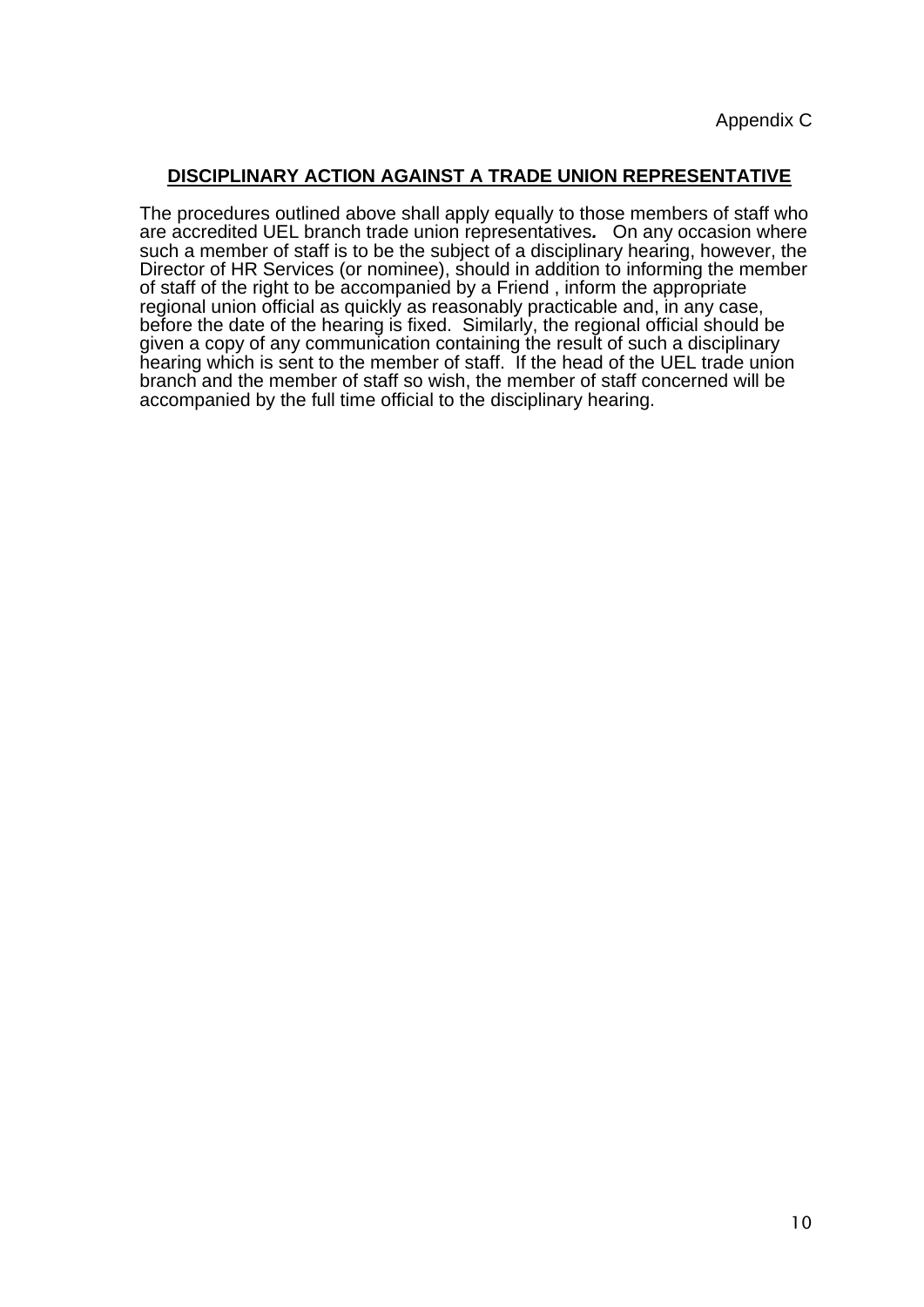Appendix C

## DISCIPLINARY ACTION AGAINST A TRADE UNION REPRESENTATIVE

The procedures outlined above shall apply equally to those members of staff who are accredited UEL branch trade union representatives. On any occasion where such a member of staff is to be the subject of a disciplinary hearing, however, the Director of HR Services (or nominee), should in addition to informing the member of staff of the right to be accompanied by a Friend , inform the appropriate regional union official as quickly as reasonably practicable and, in any case, before the date of the hearing is fixed. Similarly, the regional official should be given a copy of any communication containing the result of such a disciplinary hearing which is sent to the member of staff. If the head of the UEL trade union branch and the member of staff so wish, the member of staff concerned will be accompanied by the full time official to the disciplinary hearing.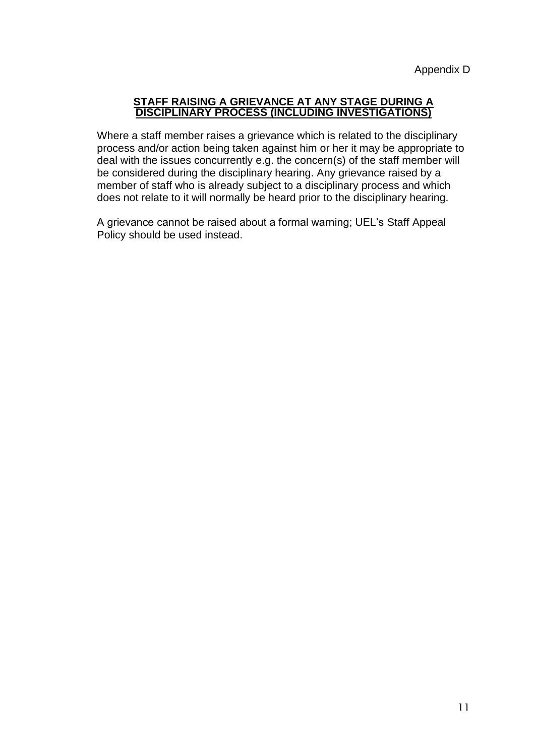Appendix D

## STAFF RAISING A GRIEVANCE AT ANY STAGE DURING A DISCIPLINARY PROCESS (INCLUDING INVESTIGATIONS)

Where a staff member raises a grievance which is related to the disciplinary process and/or action being taken against him or her it may be appropriate to deal with the issues concurrently e.g. the concern(s) of the staff member will be considered during the disciplinary hearing. Any grievance raised by a member of staff who is already subject to a disciplinary process and which does not relate to it will normally be heard prior to the disciplinary hearing.

A grievance cannot be raised about a formal warning; UEL's Staff Appeal Policy should be used instead.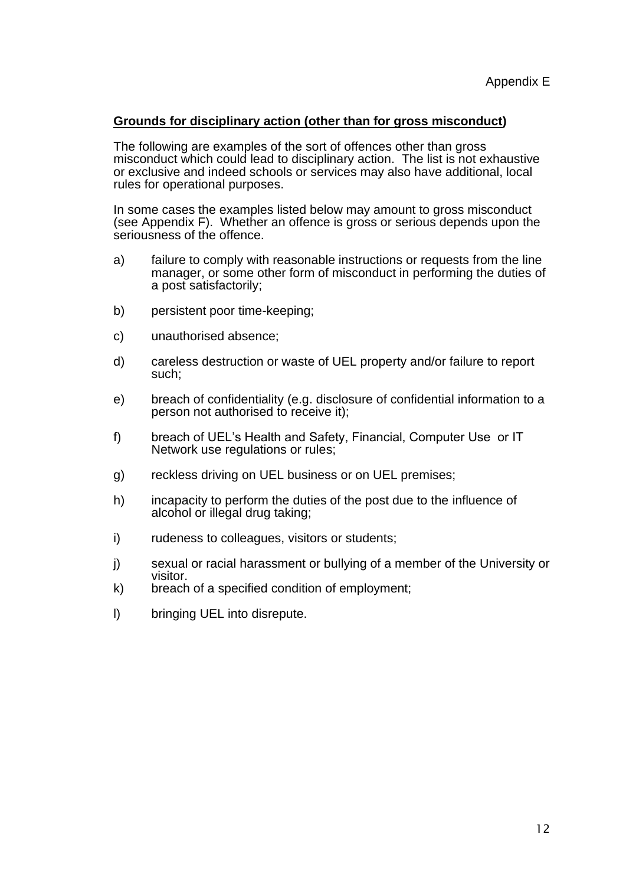Appendix E

**Grounds for disciplinary action (other than for gross misconduct)**

The following are examples of the sort of offences other than gross misconduct which could lead to disciplinary action. The list is not exhaustive or exclusive and indeed schools or services may also have additional, local rules for operational purposes.

In some cases the examples listed below may amount to gross misconduct (see Appendix F). Whether an offence is gross or serious depends upon the seriousness of the offence.

a) failure to comply with reasonable instructions or requests from the line manager, or some other form of misconduct in performing the duties of a post satisfactorily;

b) persistent poor time-keeping;

c) unauthorised absence;

d) careless destruction or waste of UEL property and/or failure to report such;

e) breach of confidentiality (e.g. disclosure of confidential information to a person not authorised to receive it);

f) breach of UEL's Health and Safety, Financial, Computer Use or IT Network use regulations or rules;

g) reckless driving on UEL business or on UEL premises;

h) incapacity to perform the duties of the post due to the influence of alcohol or illegal drug taking;

i) rudeness to colleagues, visitors or students;

j) sexual or racial harassment or bullying of a member of the University or visitor.

k) breach of a specified condition of employment;

l) bringing UEL into disrepute.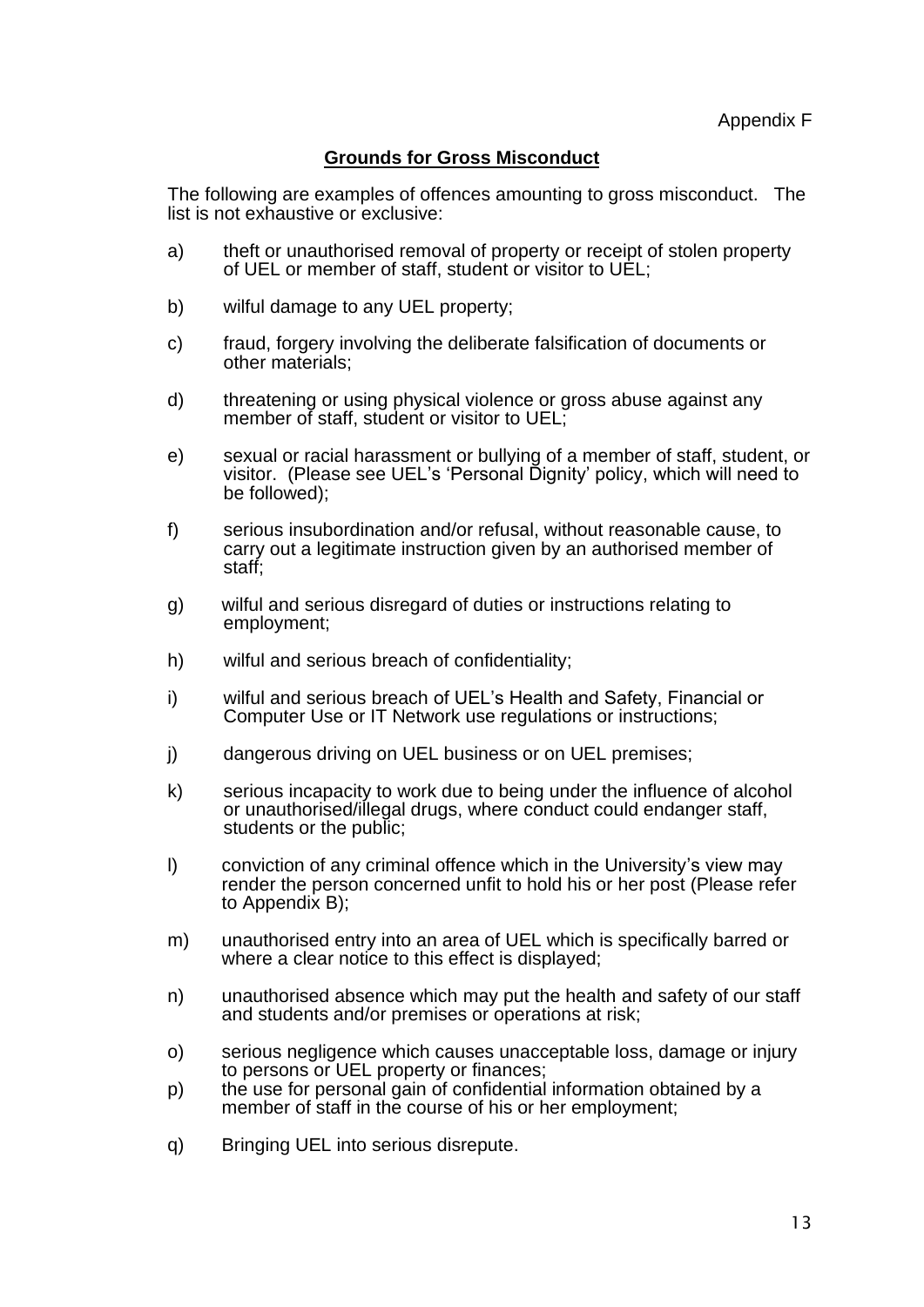Appendix F

## Grounds for Gross Misconduct

The following are examples of offences amounting to gross misconduct. The list is not exhaustive or exclusive:

a) theft or unauthorised removal of property or receipt of stolen property of UEL or member of staff, student or visitor to UEL;

b) wilful damage to any UEL property;

c) fraud, forgery involving the deliberate falsification of documents or other materials;

d) threatening or using physical violence or gross abuse against any member of staff, student or visitor to UEL;

e) sexual or racial harassment or bullying of a member of staff, student, or visitor. (Please see UEL's 'Personal Dignity' policy, which will need to be followed);

f) serious insubordination and/or refusal, without reasonable cause, to carry out a legitimate instruction given by an authorised member of staff;

g) wilful and serious disregard of duties or instructions relating to employment;

h) wilful and serious breach of confidentiality;

i) wilful and serious breach of UEL's Health and Safety, Financial or Computer Use or IT Network use regulations or instructions;

j) dangerous driving on UEL business or on UEL premises;

k) serious incapacity to work due to being under the influence of alcohol or unauthorised/illegal drugs, where conduct could endanger staff, students or the public;

l) conviction of any criminal offence which in the University's view may render the person concerned unfit to hold his or her post (Please refer to Appendix B);

m) unauthorised entry into an area of UEL which is specifically barred or where a clear notice to this effect is displayed;

n) unauthorised absence which may put the health and safety of our staff and students and/or premises or operations at risk;

o) serious negligence which causes unacceptable loss, damage or injury to persons or UEL property or finances;

p) the use for personal gain of confidential information obtained by a member of staff in the course of his or her employment;

q) Bringing UEL into serious disrepute.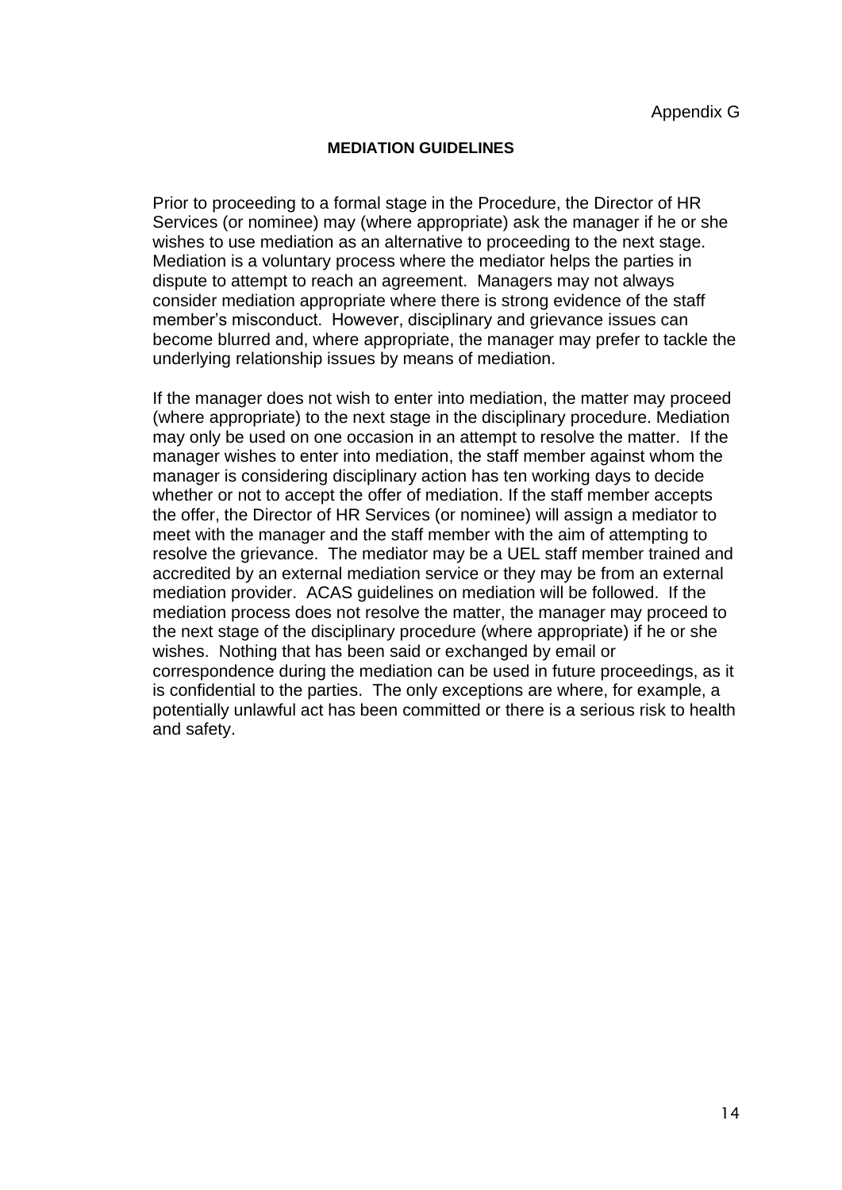Appendix G

## MEDIATION GUIDELINES

Prior to proceeding to a formal stage in the Procedure, the Director of HR Services (or nominee) may (where appropriate) ask the manager if he or she wishes to use mediation as an alternative to proceeding to the next stage. Mediation is a voluntary process where the mediator helps the parties in dispute to attempt to reach an agreement. Managers may not always consider mediation appropriate where there is strong evidence of the staff member's misconduct. However, disciplinary and grievance issues can become blurred and, where appropriate, the manager may prefer to tackle the underlying relationship issues by means of mediation.

If the manager does not wish to enter into mediation, the matter may proceed (where appropriate) to the next stage in the disciplinary procedure. Mediation may only be used on one occasion in an attempt to resolve the matter. If the manager wishes to enter into mediation, the staff member against whom the manager is considering disciplinary action has ten working days to decide whether or not to accept the offer of mediation. If the staff member accepts the offer, the Director of HR Services (or nominee) will assign a mediator to meet with the manager and the staff member with the aim of attempting to resolve the grievance. The mediator may be a UEL staff member trained and accredited by an external mediation service or they may be from an external mediation provider. ACAS guidelines on mediation will be followed. If the mediation process does not resolve the matter, the manager may proceed to the next stage of the disciplinary procedure (where appropriate) if he or she wishes. Nothing that has been said or exchanged by email or correspondence during the mediation can be used in future proceedings, as it is confidential to the parties. The only exceptions are where, for example, a potentially unlawful act has been committed or there is a serious risk to health and safety.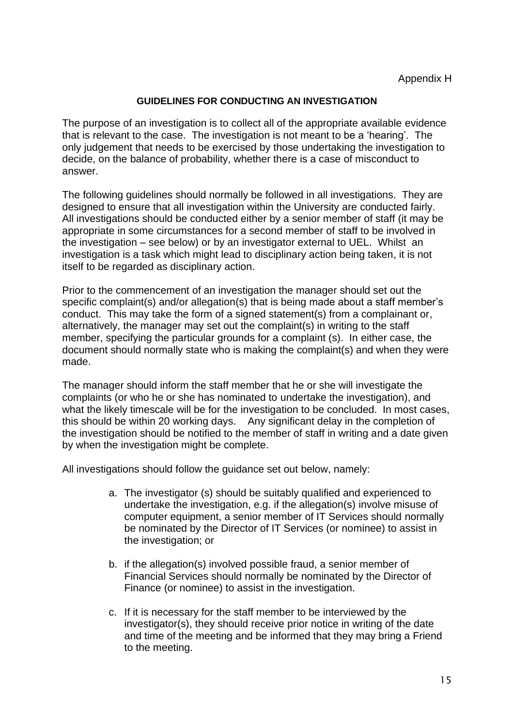Appendix H

## GUIDELINES FOR CONDUCTING AN INVESTIGATION

The purpose of an investigation is to collect all of the appropriate available evidence that is relevant to the case. The investigation is not meant to be a 'hearing'. The only judgement that needs to be exercised by those undertaking the investigation to decide, on the balance of probability, whether there is a case of misconduct to answer.

The following guidelines should normally be followed in all investigations. They are designed to ensure that all investigation within the University are conducted fairly. All investigations should be conducted either by a senior member of staff (it may be appropriate in some circumstances for a second member of staff to be involved in the investigation – see below) or by an investigator external to UEL. Whilst an investigation is a task which might lead to disciplinary action being taken, it is not itself to be regarded as disciplinary action.

Prior to the commencement of an investigation the manager should set out the specific complaint(s) and/or allegation(s) that is being made about a staff member's conduct. This may take the form of a signed statement(s) from a complainant or, alternatively, the manager may set out the complaint(s) in writing to the staff member, specifying the particular grounds for a complaint (s). In either case, the document should normally state who is making the complaint(s) and when they were made.

The manager should inform the staff member that he or she will investigate the complaints (or who he or she has nominated to undertake the investigation), and what the likely timescale will be for the investigation to be concluded. In most cases, this should be within 20 working days. Any significant delay in the completion of the investigation should be notified to the member of staff in writing and a date given by when the investigation might be complete.

All investigations should follow the guidance set out below, namely:

a. The investigator (s) should be suitably qualified and experienced to undertake the investigation, e.g. if the allegation(s) involve misuse of computer equipment, a senior member of IT Services should normally be nominated by the Director of IT Services (or nominee) to assist in the investigation; or

b. if the allegation(s) involved possible fraud, a senior member of Financial Services should normally be nominated by the Director of Finance (or nominee) to assist in the investigation.

c. If it is necessary for the staff member to be interviewed by the investigator(s), they should receive prior notice in writing of the date and time of the meeting and be informed that they may bring a Friend to the meeting.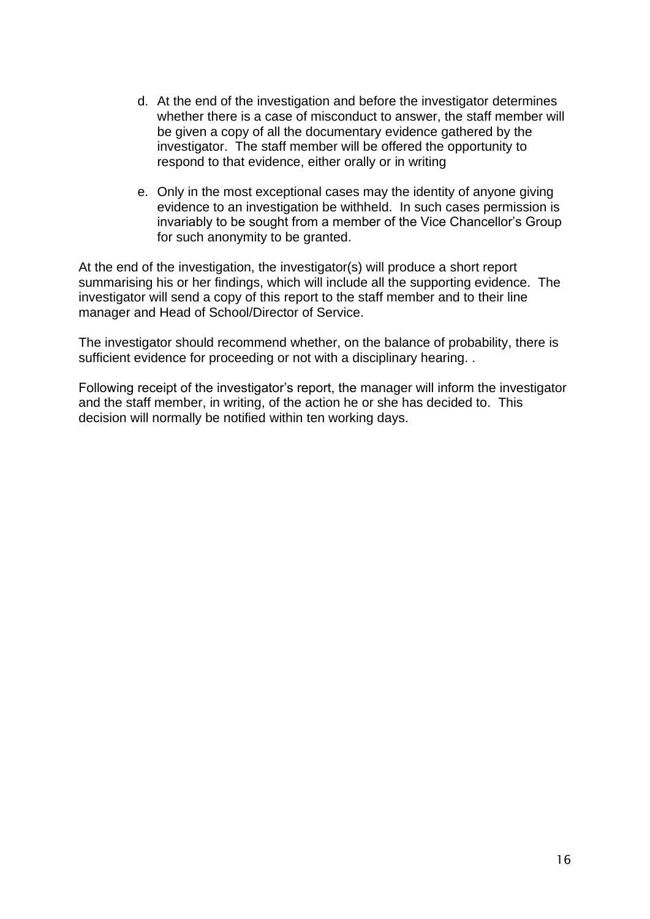d. At the end of the investigation and before the investigator determines whether there is a case of misconduct to answer, the staff member will be given a copy of all the documentary evidence gathered by the investigator. The staff member will be offered the opportunity to respond to that evidence, either orally or in writing

e. Only in the most exceptional cases may the identity of anyone giving evidence to an investigation be withheld. In such cases permission is invariably to be sought from a member of the Vice Chancellor's Group for such anonymity to be granted.

At the end of the investigation, the investigator(s) will produce a short report summarising his or her findings, which will include all the supporting evidence. The investigator will send a copy of this report to the staff member and to their line manager and Head of School/Director of Service.

The investigator should recommend whether, on the balance of probability, there is sufficient evidence for proceeding or not with a disciplinary hearing. .

Following receipt of the investigator's report, the manager will inform the investigator and the staff member, in writing, of the action he or she has decided to. This decision will normally be notified within ten working days.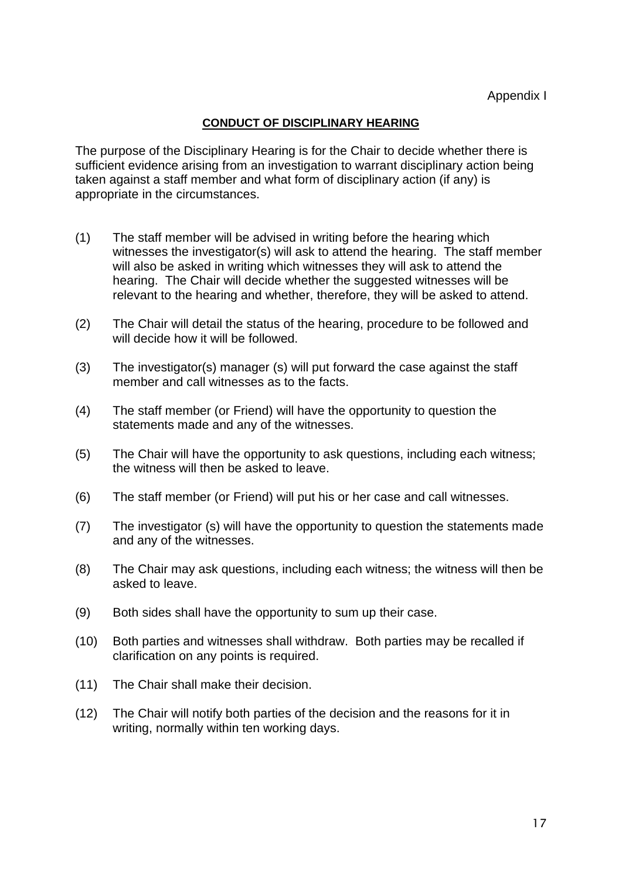Appendix I

## CONDUCT OF DISCIPLINARY HEARING

The purpose of the Disciplinary Hearing is for the Chair to decide whether there is sufficient evidence arising from an investigation to warrant disciplinary action being taken against a staff member and what form of disciplinary action (if any) is appropriate in the circumstances.

(1) The staff member will be advised in writing before the hearing which witnesses the investigator(s) will ask to attend the hearing. The staff member will also be asked in writing which witnesses they will ask to attend the hearing. The Chair will decide whether the suggested witnesses will be relevant to the hearing and whether, therefore, they will be asked to attend.

(2) The Chair will detail the status of the hearing, procedure to be followed and will decide how it will be followed.

(3) The investigator(s) manager (s) will put forward the case against the staff member and call witnesses as to the facts.

(4) The staff member (or Friend) will have the opportunity to question the statements made and any of the witnesses.

(5) The Chair will have the opportunity to ask questions, including each witness; the witness will then be asked to leave.

(6) The staff member (or Friend) will put his or her case and call witnesses.

(7) The investigator (s) will have the opportunity to question the statements made and any of the witnesses.

(8) The Chair may ask questions, including each witness; the witness will then be asked to leave.

(9) Both sides shall have the opportunity to sum up their case.

(10) Both parties and witnesses shall withdraw. Both parties may be recalled if clarification on any points is required.

(11) The Chair shall make their decision.

(12) The Chair will notify both parties of the decision and the reasons for it in writing, normally within ten working days.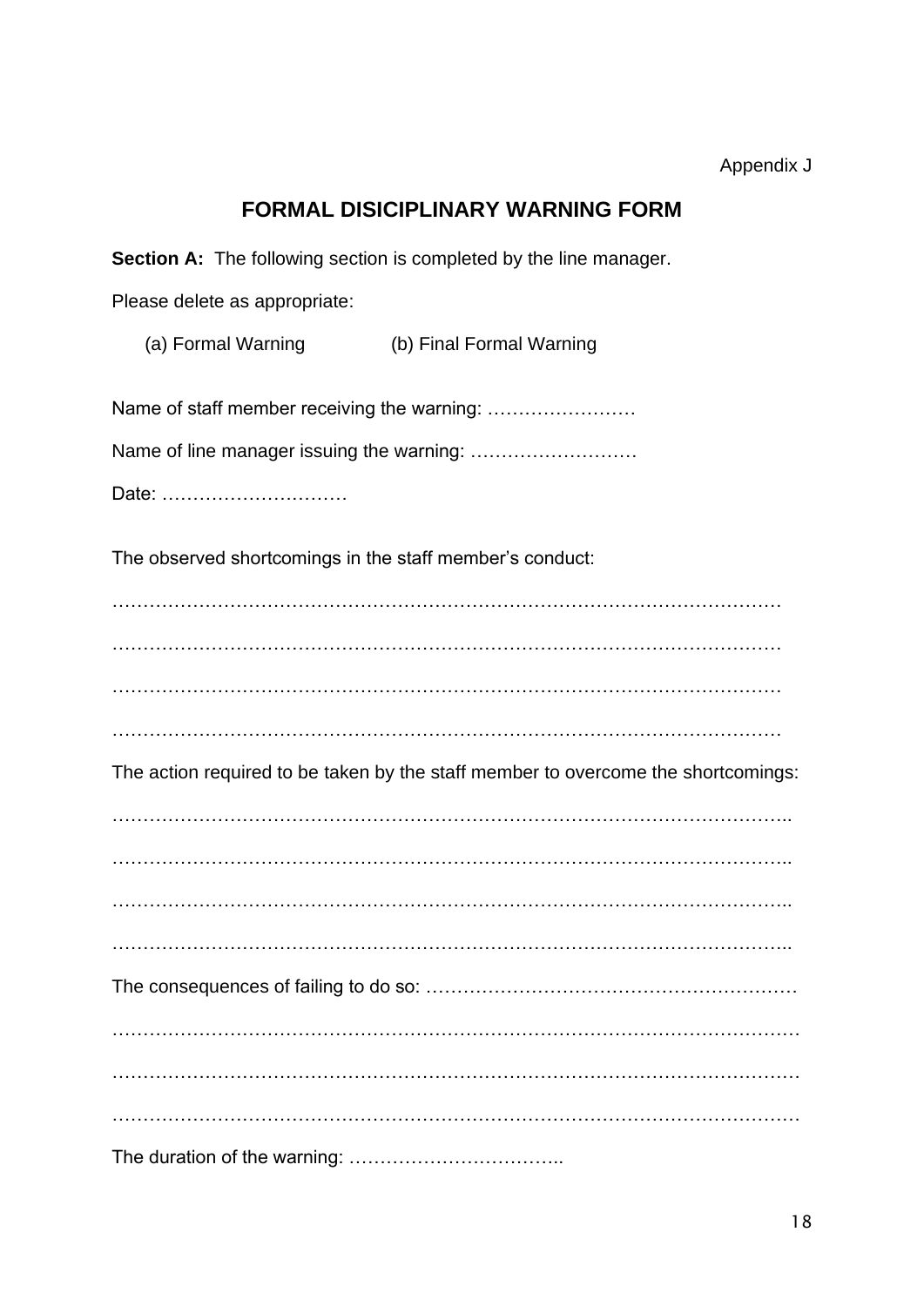Appendix J

# FORMAL DISICIPLINARY WARNING FORM

**Section A:** The following section is completed by the line manager.

Please delete as appropriate:

(a) Formal Warning (b) Final Formal Warning

Name of staff member receiving the warning: ……………………

Name of line manager issuing the warning: ………………………

Date: …………………………

The observed shortcomings in the staff member's conduct:

………………………………………………………………………………………………

………………………………………………………………………………………………

………………………………………………………………………………………………

………………………………………………………………………………………………

The action required to be taken by the staff member to overcome the shortcomings:

……………………………………………………………………………………………..

……………………………………………………………………………………………..

……………………………………………………………………………………………..

……………………………………………………………………………………………..

The consequences of failing to do so: ……………………………………………………

…………………………………………………………………………………………………

…………………………………………………………………………………………………

…………………………………………………………………………………………………

The duration of the warning: ……………………………..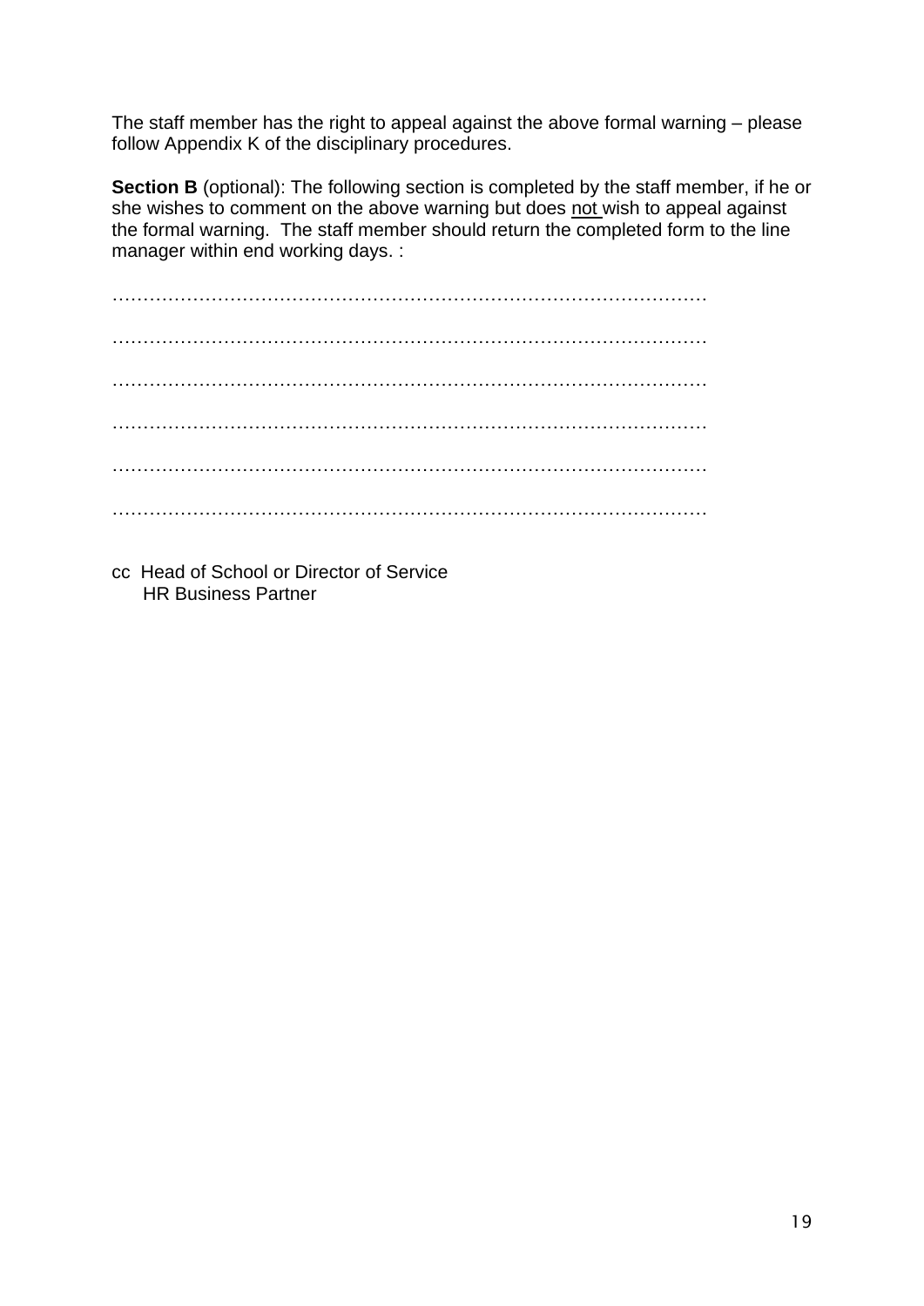The staff member has the right to appeal against the above formal warning – please follow Appendix K of the disciplinary procedures.

**Section B** (optional): The following section is completed by the staff member, if he or she wishes to comment on the above warning but does <u>not</u> wish to appeal against the formal warning. The staff member should return the completed form to the line manager within end working days. :

………………………………………………………………………………………

………………………………………………………………………………………

………………………………………………………………………………………

………………………………………………………………………………………

………………………………………………………………………………………

………………………………………………………………………………………

cc Head of School or Director of Service
HR Business Partner